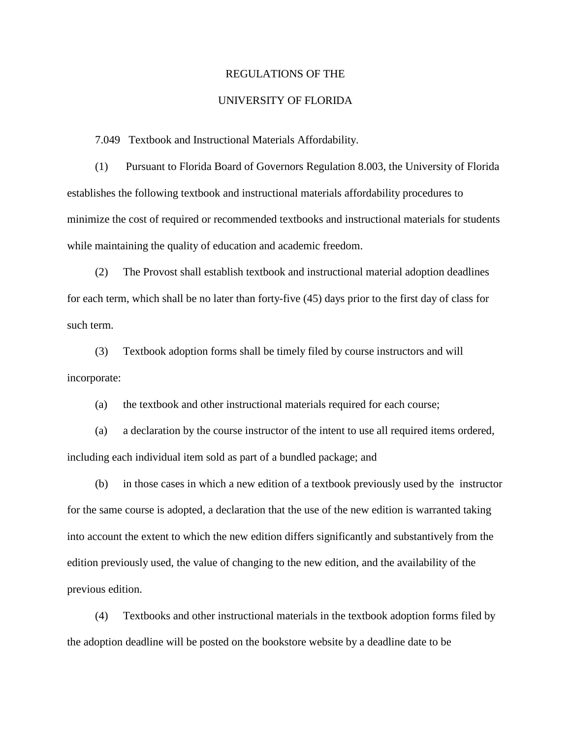REGULATIONS OF THE

UNIVERSITY OF FLORIDA

7.049 Textbook and Instructional Materials Affordability.

(1) Pursuant to Florida Board of Governors Regulation 8.003, the University of Florida establishes the following textbook and instructional materials affordability procedures to minimize the cost of required or recommended textbooks and instructional materials for students while maintaining the quality of education and academic freedom.

(2) The Provost shall establish textbook and instructional material adoption deadlines for each term, which shall be no later than forty-five (45) days prior to the first day of class for such term.

(3) Textbook adoption forms shall be timely filed by course instructors and will incorporate:

(a) the textbook and other instructional materials required for each course;

(a) a declaration by the course instructor of the intent to use all required items ordered, including each individual item sold as part of a bundled package; and

(b) in those cases in which a new edition of a textbook previously used by the instructor for the same course is adopted, a declaration that the use of the new edition is warranted taking into account the extent to which the new edition differs significantly and substantively from the edition previously used, the value of changing to the new edition, and the availability of the previous edition.

(4) Textbooks and other instructional materials in the textbook adoption forms filed by the adoption deadline will be posted on the bookstore website by a deadline date to be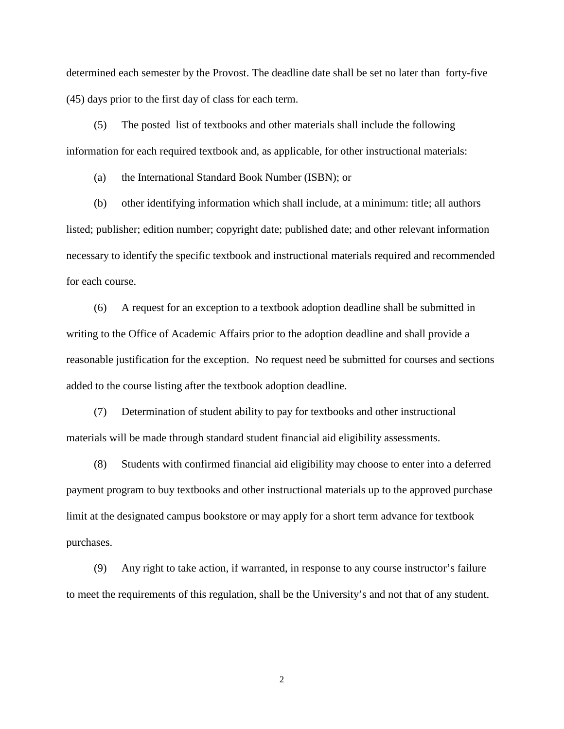determined each semester by the Provost. The deadline date shall be set no later than forty-five (45) days prior to the first day of class for each term.

(5) The posted list of textbooks and other materials shall include the following information for each required textbook and, as applicable, for other instructional materials:

(a) the International Standard Book Number (ISBN); or

(b) other identifying information which shall include, at a minimum: title; all authors listed; publisher; edition number; copyright date; published date; and other relevant information necessary to identify the specific textbook and instructional materials required and recommended for each course.

(6) A request for an exception to a textbook adoption deadline shall be submitted in writing to the Office of Academic Affairs prior to the adoption deadline and shall provide a reasonable justification for the exception. No request need be submitted for courses and sections added to the course listing after the textbook adoption deadline.

(7) Determination of student ability to pay for textbooks and other instructional materials will be made through standard student financial aid eligibility assessments.

(8) Students with confirmed financial aid eligibility may choose to enter into a deferred payment program to buy textbooks and other instructional materials up to the approved purchase limit at the designated campus bookstore or may apply for a short term advance for textbook purchases.

(9) Any right to take action, if warranted, in response to any course instructor's failure to meet the requirements of this regulation, shall be the University's and not that of any student.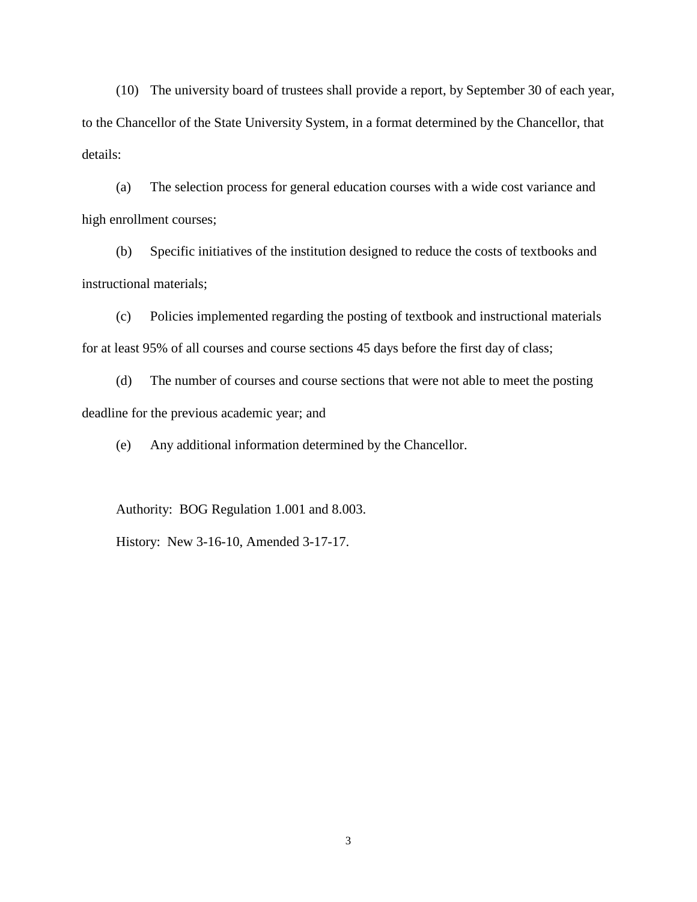(10) The university board of trustees shall provide a report, by September 30 of each year, to the Chancellor of the State University System, in a format determined by the Chancellor, that details:

(a) The selection process for general education courses with a wide cost variance and high enrollment courses;

(b) Specific initiatives of the institution designed to reduce the costs of textbooks and instructional materials;

(c) Policies implemented regarding the posting of textbook and instructional materials for at least 95% of all courses and course sections 45 days before the first day of class;

(d) The number of courses and course sections that were not able to meet the posting deadline for the previous academic year; and

(e) Any additional information determined by the Chancellor.

Authority: BOG Regulation 1.001 and 8.003.

History: New 3-16-10, Amended 3-17-17.